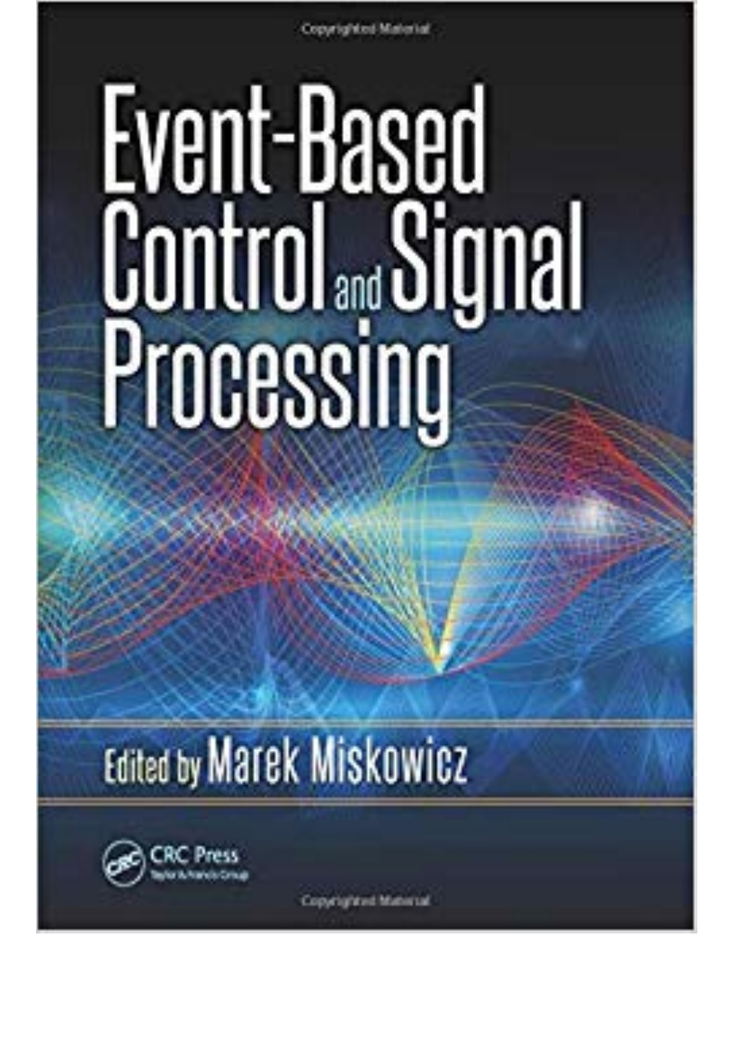Copyrighted Material

# Event-Based Control and Signal Processing

Edited by Marek Miskowicz

CRC Press
Taylor & Francis Group

Copyrighted Material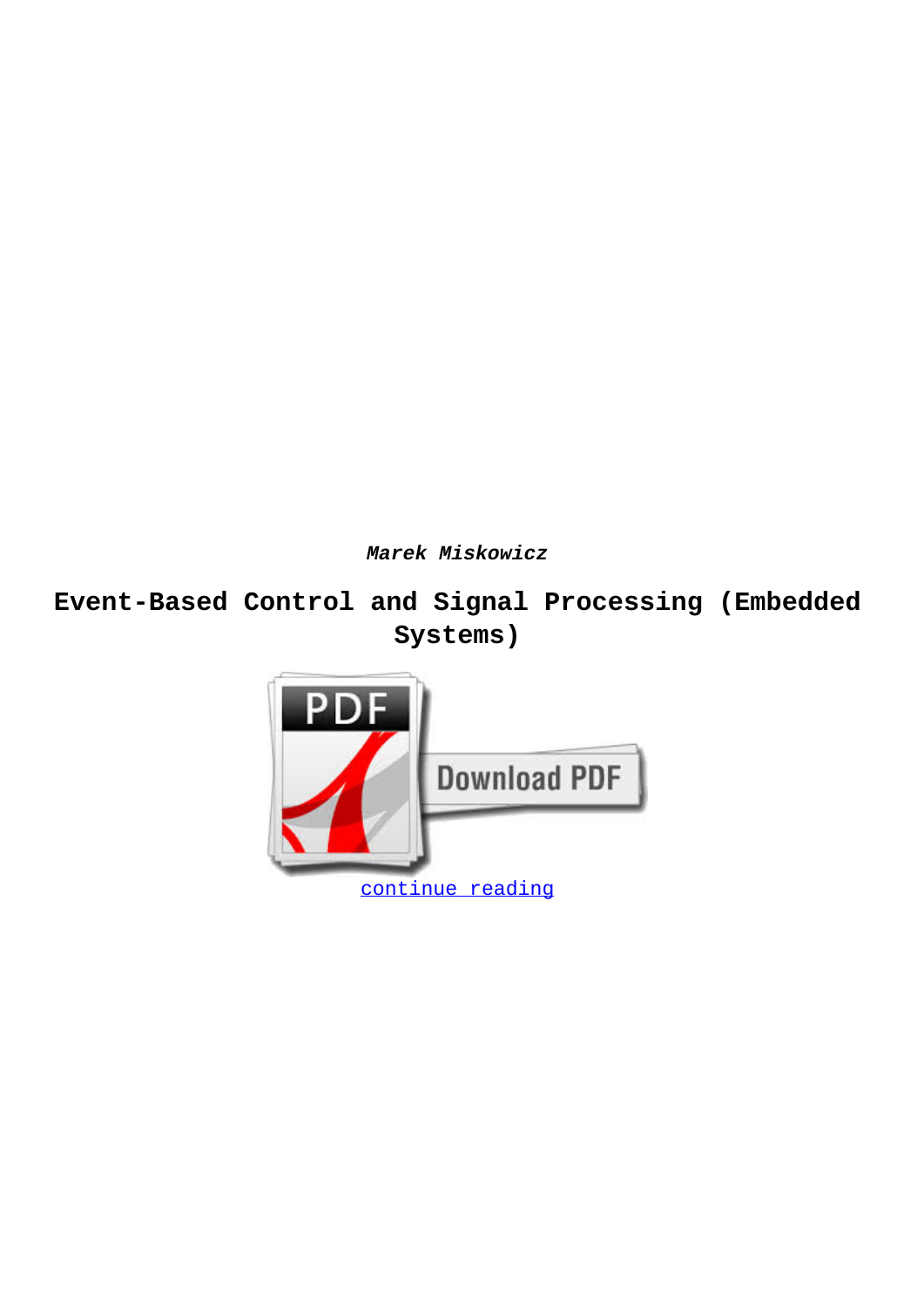***Marek Miskowicz***

# Event-Based Control and Signal Processing (Embedded Systems)

continue reading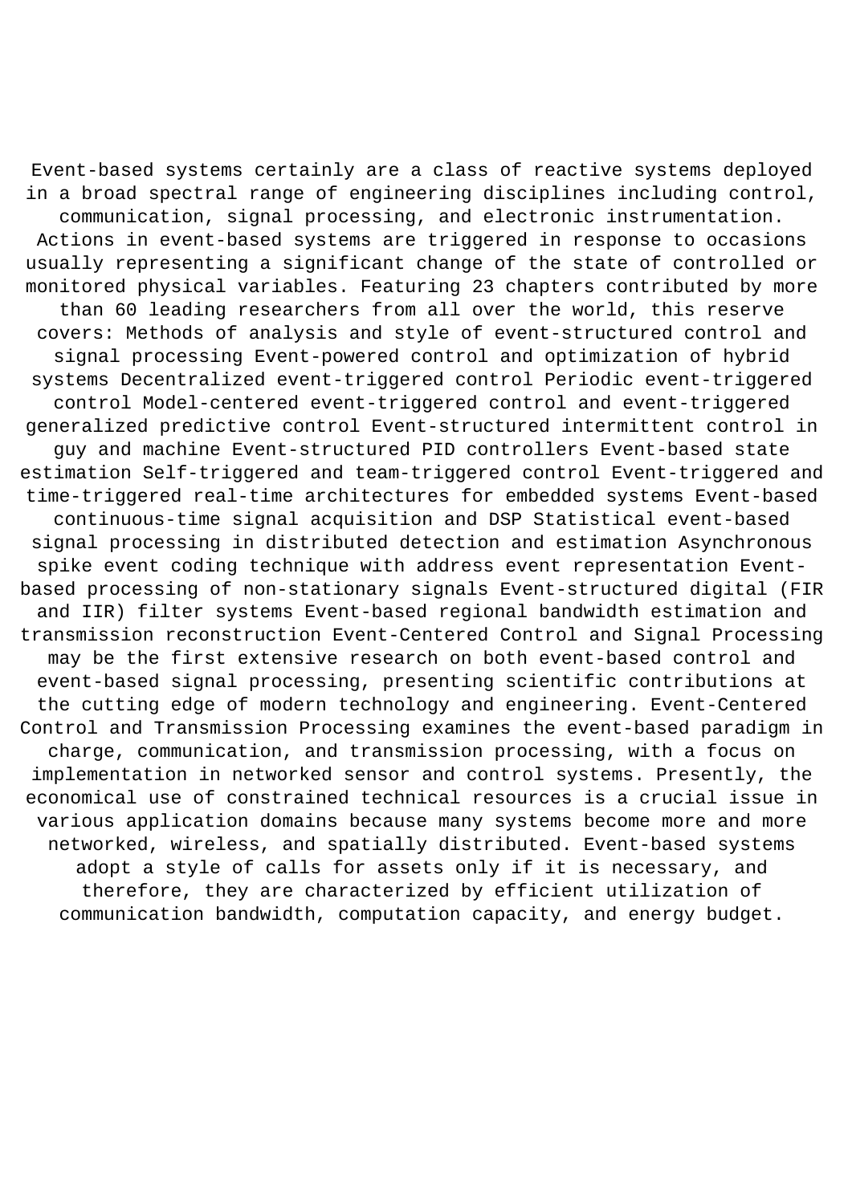Event-based systems certainly are a class of reactive systems deployed in a broad spectral range of engineering disciplines including control, communication, signal processing, and electronic instrumentation. Actions in event-based systems are triggered in response to occasions usually representing a significant change of the state of controlled or monitored physical variables. Featuring 23 chapters contributed by more than 60 leading researchers from all over the world, this reserve covers: Methods of analysis and style of event-structured control and signal processing Event-powered control and optimization of hybrid systems Decentralized event-triggered control Periodic event-triggered control Model-centered event-triggered control and event-triggered generalized predictive control Event-structured intermittent control in guy and machine Event-structured PID controllers Event-based state estimation Self-triggered and team-triggered control Event-triggered and time-triggered real-time architectures for embedded systems Event-based continuous-time signal acquisition and DSP Statistical event-based signal processing in distributed detection and estimation Asynchronous spike event coding technique with address event representation Event-based processing of non-stationary signals Event-structured digital (FIR and IIR) filter systems Event-based regional bandwidth estimation and transmission reconstruction Event-Centered Control and Signal Processing may be the first extensive research on both event-based control and event-based signal processing, presenting scientific contributions at the cutting edge of modern technology and engineering. Event-Centered Control and Transmission Processing examines the event-based paradigm in charge, communication, and transmission processing, with a focus on implementation in networked sensor and control systems. Presently, the economical use of constrained technical resources is a crucial issue in various application domains because many systems become more and more networked, wireless, and spatially distributed. Event-based systems adopt a style of calls for assets only if it is necessary, and therefore, they are characterized by efficient utilization of communication bandwidth, computation capacity, and energy budget.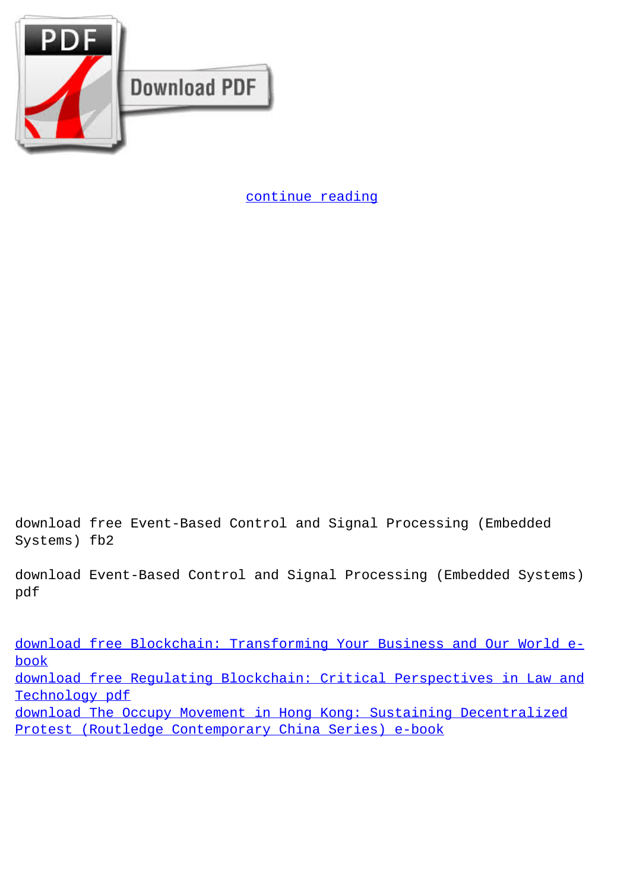continue reading

download free Event-Based Control and Signal Processing (Embedded Systems) fb2

download Event-Based Control and Signal Processing (Embedded Systems) pdf

download free Blockchain: Transforming Your Business and Our World e-book
download free Regulating Blockchain: Critical Perspectives in Law and Technology pdf
download The Occupy Movement in Hong Kong: Sustaining Decentralized Protest (Routledge Contemporary China Series) e-book